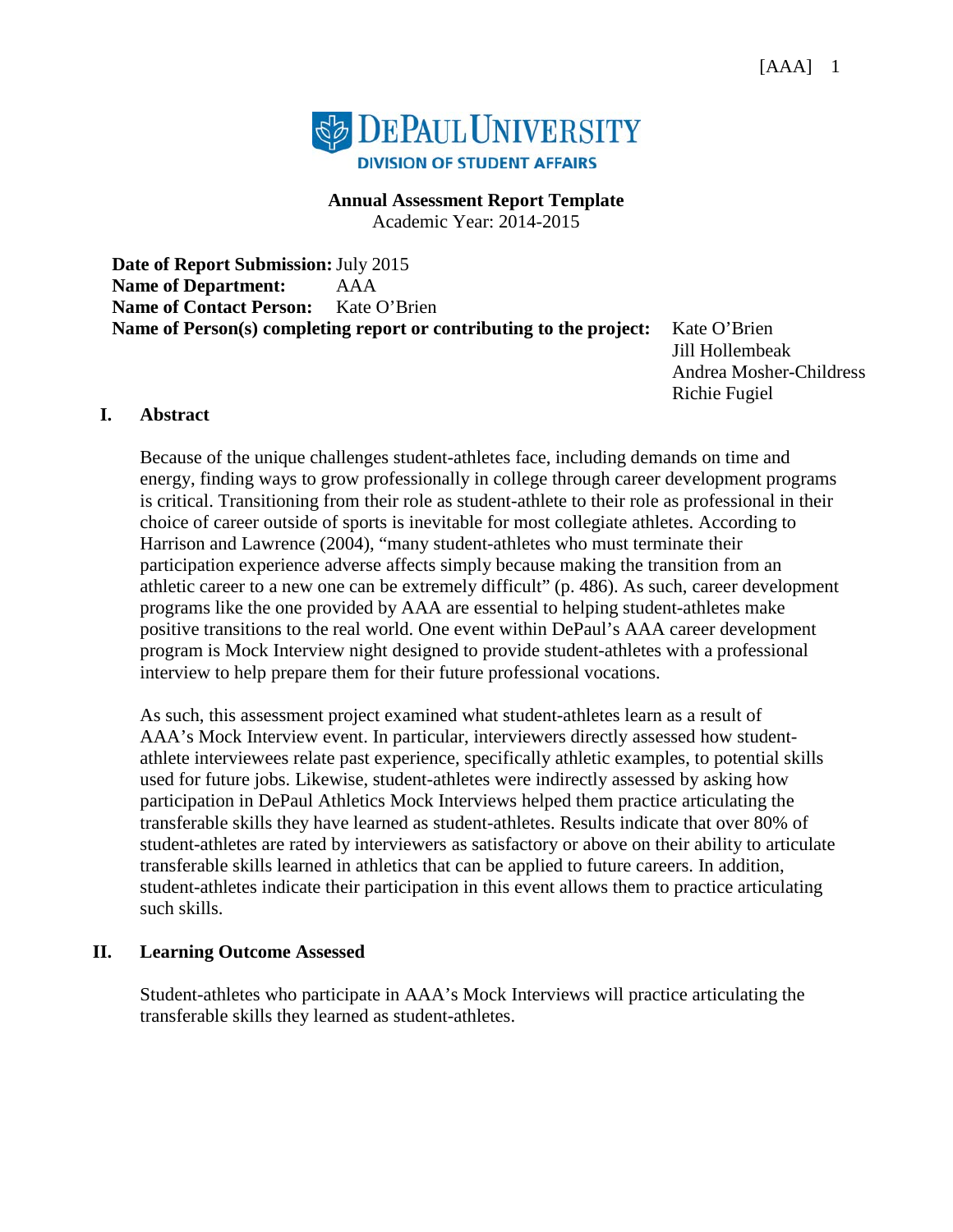DEPAUL UNIVERSITY
DIVISION OF STUDENT AFFAIRS

**Annual Assessment Report Template**
Academic Year: 2014-2015

**Date of Report Submission:** July 2015
**Name of Department:** AAA
**Name of Contact Person:** Kate O'Brien
**Name of Person(s) completing report or contributing to the project:** Kate O'Brien, Jill Hollembeak, Andrea Mosher-Childress, Richie Fugiel

## I. Abstract

Because of the unique challenges student-athletes face, including demands on time and energy, finding ways to grow professionally in college through career development programs is critical. Transitioning from their role as student-athlete to their role as professional in their choice of career outside of sports is inevitable for most collegiate athletes. According to Harrison and Lawrence (2004), "many student-athletes who must terminate their participation experience adverse affects simply because making the transition from an athletic career to a new one can be extremely difficult" (p. 486). As such, career development programs like the one provided by AAA are essential to helping student-athletes make positive transitions to the real world. One event within DePaul's AAA career development program is Mock Interview night designed to provide student-athletes with a professional interview to help prepare them for their future professional vocations.

As such, this assessment project examined what student-athletes learn as a result of AAA's Mock Interview event. In particular, interviewers directly assessed how student-athlete interviewees relate past experience, specifically athletic examples, to potential skills used for future jobs. Likewise, student-athletes were indirectly assessed by asking how participation in DePaul Athletics Mock Interviews helped them practice articulating the transferable skills they have learned as student-athletes. Results indicate that over 80% of student-athletes are rated by interviewers as satisfactory or above on their ability to articulate transferable skills learned in athletics that can be applied to future careers. In addition, student-athletes indicate their participation in this event allows them to practice articulating such skills.

## II. Learning Outcome Assessed

Student-athletes who participate in AAA's Mock Interviews will practice articulating the transferable skills they learned as student-athletes.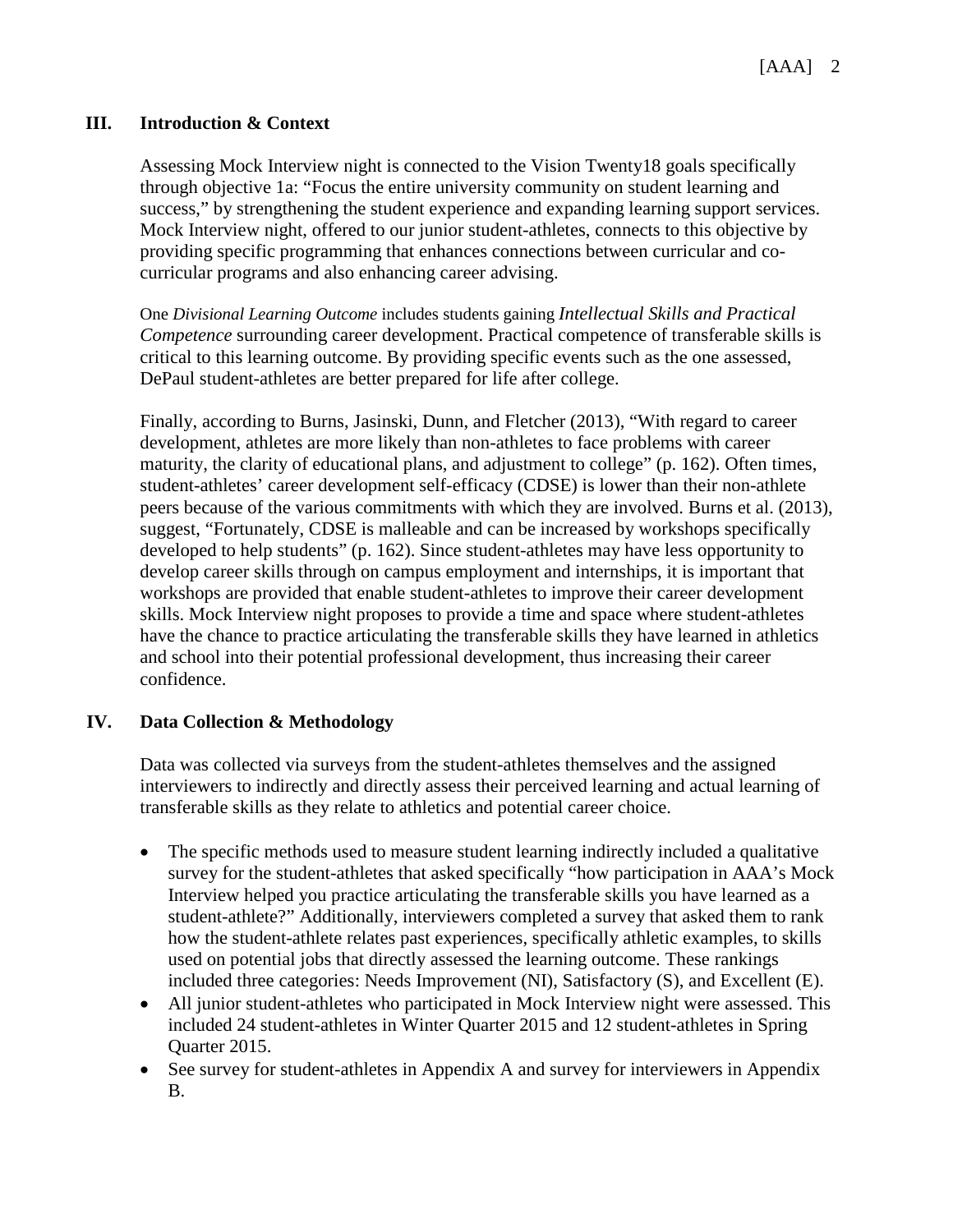## III. Introduction & Context

Assessing Mock Interview night is connected to the Vision Twenty18 goals specifically through objective 1a: "Focus the entire university community on student learning and success," by strengthening the student experience and expanding learning support services. Mock Interview night, offered to our junior student-athletes, connects to this objective by providing specific programming that enhances connections between curricular and co-curricular programs and also enhancing career advising.

One *Divisional Learning Outcome* includes students gaining *Intellectual Skills and Practical Competence* surrounding career development. Practical competence of transferable skills is critical to this learning outcome. By providing specific events such as the one assessed, DePaul student-athletes are better prepared for life after college.

Finally, according to Burns, Jasinski, Dunn, and Fletcher (2013), "With regard to career development, athletes are more likely than non-athletes to face problems with career maturity, the clarity of educational plans, and adjustment to college" (p. 162). Often times, student-athletes' career development self-efficacy (CDSE) is lower than their non-athlete peers because of the various commitments with which they are involved. Burns et al. (2013), suggest, "Fortunately, CDSE is malleable and can be increased by workshops specifically developed to help students" (p. 162). Since student-athletes may have less opportunity to develop career skills through on campus employment and internships, it is important that workshops are provided that enable student-athletes to improve their career development skills. Mock Interview night proposes to provide a time and space where student-athletes have the chance to practice articulating the transferable skills they have learned in athletics and school into their potential professional development, thus increasing their career confidence.

## IV. Data Collection & Methodology

Data was collected via surveys from the student-athletes themselves and the assigned interviewers to indirectly and directly assess their perceived learning and actual learning of transferable skills as they relate to athletics and potential career choice.

- The specific methods used to measure student learning indirectly included a qualitative survey for the student-athletes that asked specifically "how participation in AAA's Mock Interview helped you practice articulating the transferable skills you have learned as a student-athlete?" Additionally, interviewers completed a survey that asked them to rank how the student-athlete relates past experiences, specifically athletic examples, to skills used on potential jobs that directly assessed the learning outcome. These rankings included three categories: Needs Improvement (NI), Satisfactory (S), and Excellent (E).
- All junior student-athletes who participated in Mock Interview night were assessed. This included 24 student-athletes in Winter Quarter 2015 and 12 student-athletes in Spring Quarter 2015.
- See survey for student-athletes in Appendix A and survey for interviewers in Appendix B.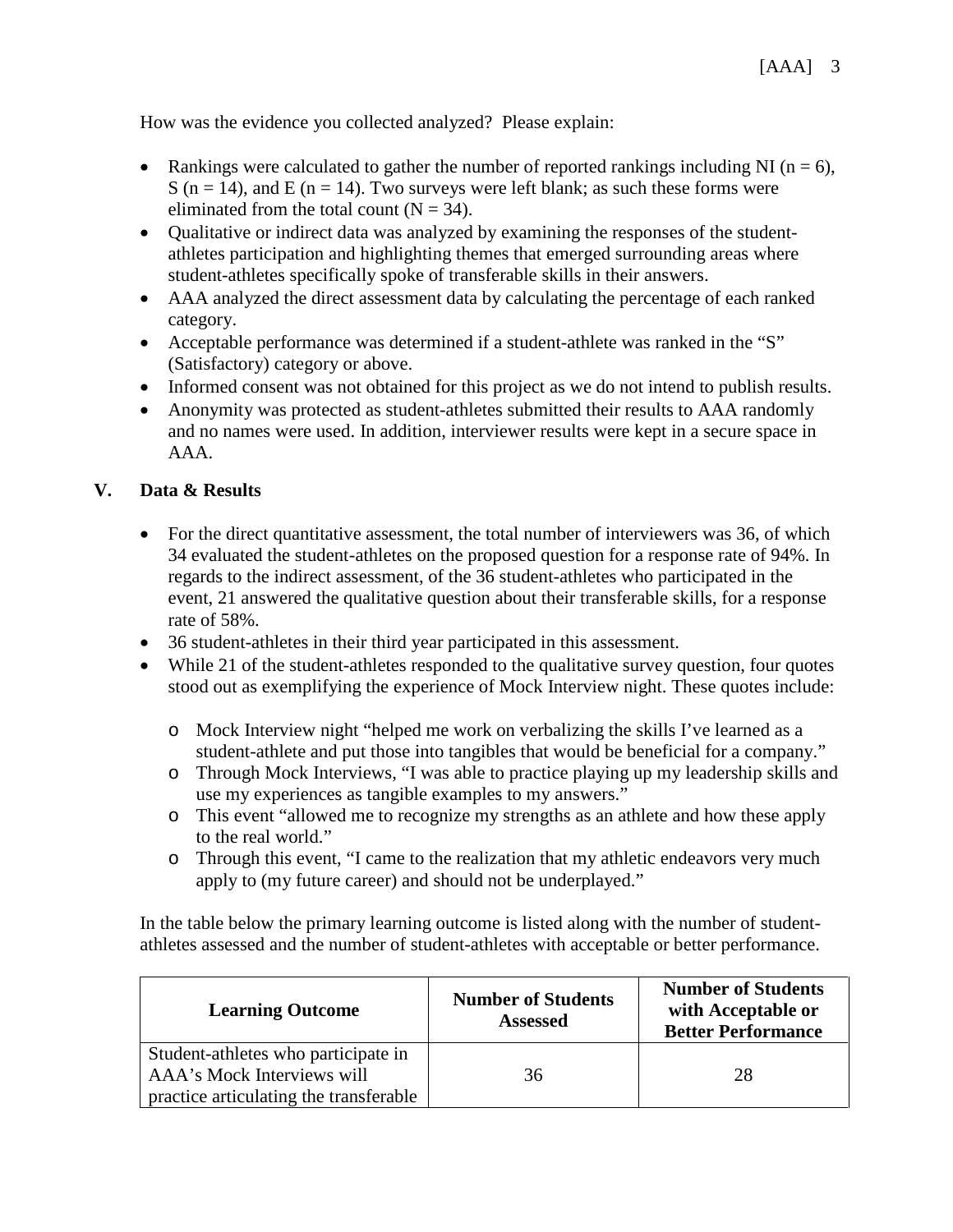How was the evidence you collected analyzed? Please explain:

- Rankings were calculated to gather the number of reported rankings including NI ($n = 6$), S ($n = 14$), and E ($n = 14$). Two surveys were left blank; as such these forms were eliminated from the total count ($N = 34$).
- Qualitative or indirect data was analyzed by examining the responses of the student-athletes participation and highlighting themes that emerged surrounding areas where student-athletes specifically spoke of transferable skills in their answers.
- AAA analyzed the direct assessment data by calculating the percentage of each ranked category.
- Acceptable performance was determined if a student-athlete was ranked in the "S" (Satisfactory) category or above.
- Informed consent was not obtained for this project as we do not intend to publish results.
- Anonymity was protected as student-athletes submitted their results to AAA randomly and no names were used. In addition, interviewer results were kept in a secure space in AAA.

## V. Data & Results

- For the direct quantitative assessment, the total number of interviewers was 36, of which 34 evaluated the student-athletes on the proposed question for a response rate of 94%. In regards to the indirect assessment, of the 36 student-athletes who participated in the event, 21 answered the qualitative question about their transferable skills, for a response rate of 58%.
- 36 student-athletes in their third year participated in this assessment.
- While 21 of the student-athletes responded to the qualitative survey question, four quotes stood out as exemplifying the experience of Mock Interview night. These quotes include:
    - Mock Interview night "helped me work on verbalizing the skills I've learned as a student-athlete and put those into tangibles that would be beneficial for a company."
    - Through Mock Interviews, "I was able to practice playing up my leadership skills and use my experiences as tangible examples to my answers."
    - This event "allowed me to recognize my strengths as an athlete and how these apply to the real world."
    - Through this event, "I came to the realization that my athletic endeavors very much apply to (my future career) and should not be underplayed."

In the table below the primary learning outcome is listed along with the number of student-athletes assessed and the number of student-athletes with acceptable or better performance.

| Learning Outcome | Number of Students Assessed | Number of Students with Acceptable or Better Performance |
|---|---|---|
| Student-athletes who participate in AAA's Mock Interviews will practice articulating the transferable | 36 | 28 |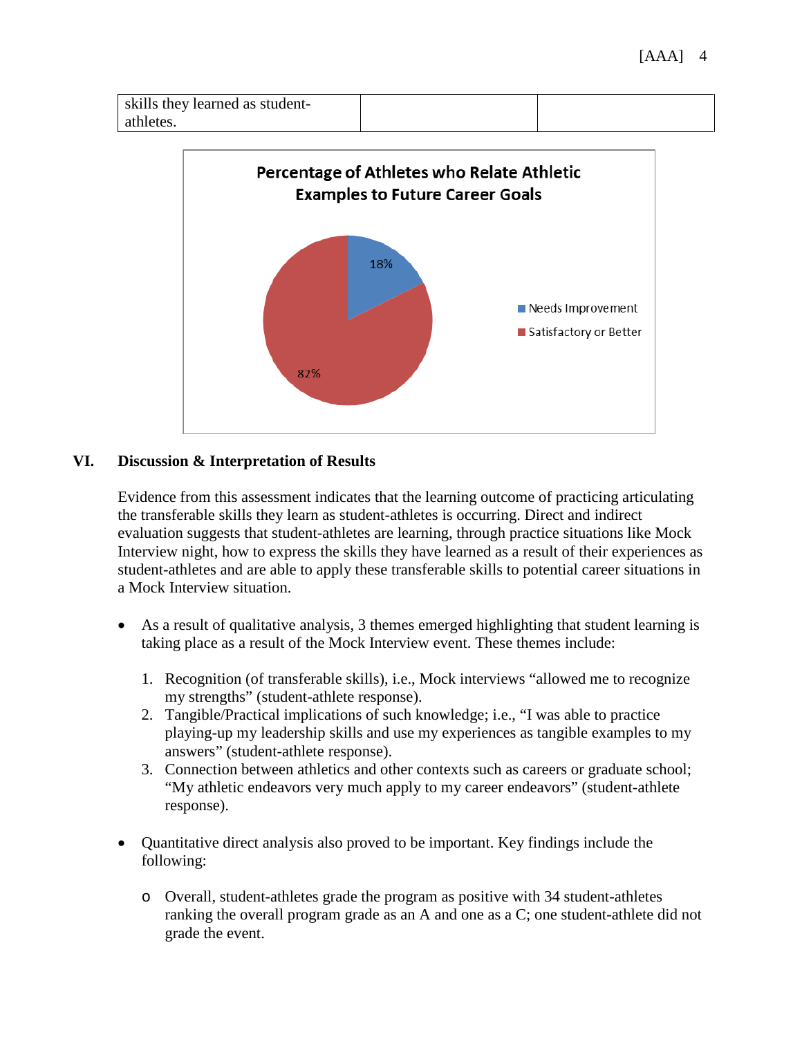| | | |
|---|---|---|
| skills they learned as student-athletes. | | |

Percentage of Athletes who Relate Athletic Examples to Future Career Goals

18%

82%

Needs Improvement

Satisfactory or Better

## VI. Discussion & Interpretation of Results

Evidence from this assessment indicates that the learning outcome of practicing articulating the transferable skills they learn as student-athletes is occurring. Direct and indirect evaluation suggests that student-athletes are learning, through practice situations like Mock Interview night, how to express the skills they have learned as a result of their experiences as student-athletes and are able to apply these transferable skills to potential career situations in a Mock Interview situation.

- As a result of qualitative analysis, 3 themes emerged highlighting that student learning is taking place as a result of the Mock Interview event. These themes include:

  1. Recognition (of transferable skills), i.e., Mock interviews "allowed me to recognize my strengths" (student-athlete response).
  2. Tangible/Practical implications of such knowledge; i.e., "I was able to practice playing-up my leadership skills and use my experiences as tangible examples to my answers" (student-athlete response).
  3. Connection between athletics and other contexts such as careers or graduate school; "My athletic endeavors very much apply to my career endeavors" (student-athlete response).

- Quantitative direct analysis also proved to be important. Key findings include the following:

  - Overall, student-athletes grade the program as positive with 34 student-athletes ranking the overall program grade as an A and one as a C; one student-athlete did not grade the event.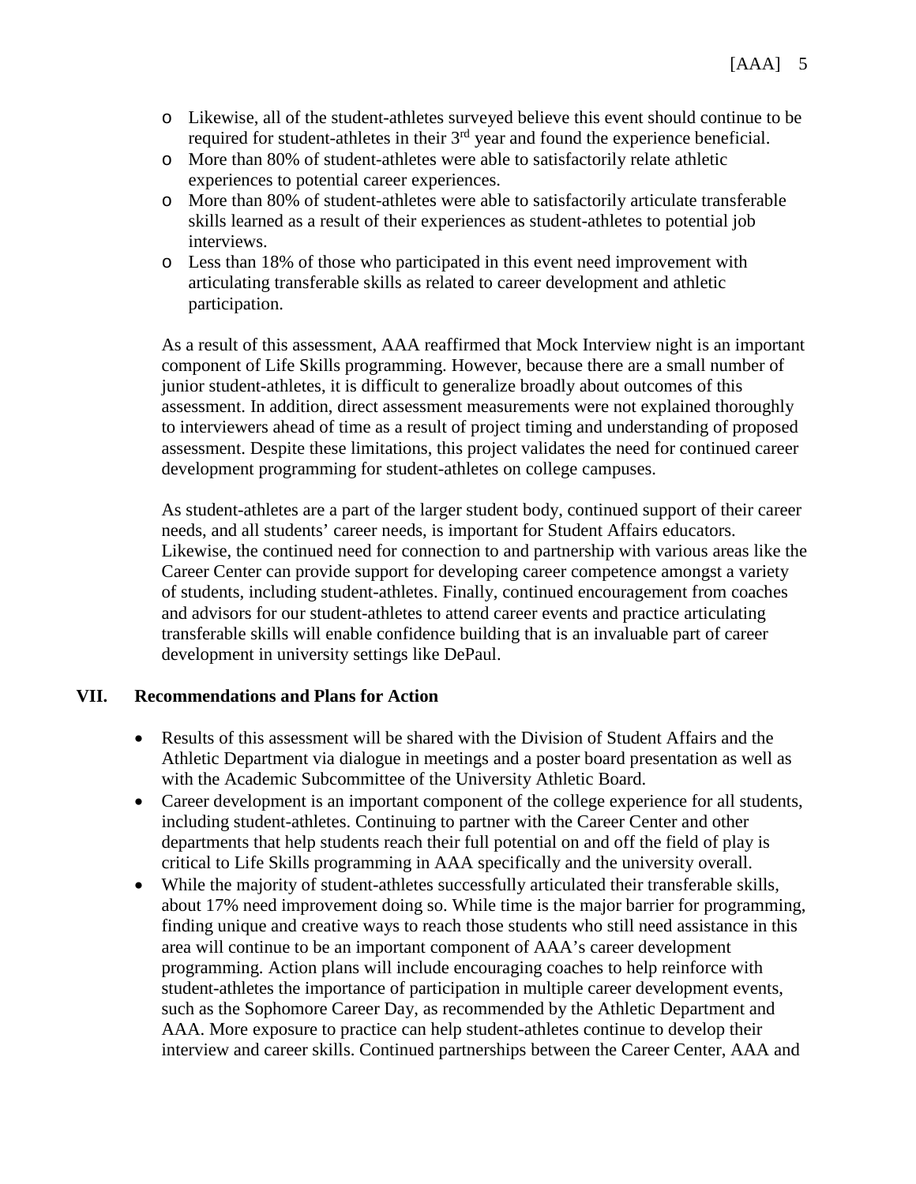- Likewise, all of the student-athletes surveyed believe this event should continue to be required for student-athletes in their 3rd year and found the experience beneficial.
- More than 80% of student-athletes were able to satisfactorily relate athletic experiences to potential career experiences.
- More than 80% of student-athletes were able to satisfactorily articulate transferable skills learned as a result of their experiences as student-athletes to potential job interviews.
- Less than 18% of those who participated in this event need improvement with articulating transferable skills as related to career development and athletic participation.

As a result of this assessment, AAA reaffirmed that Mock Interview night is an important component of Life Skills programming. However, because there are a small number of junior student-athletes, it is difficult to generalize broadly about outcomes of this assessment. In addition, direct assessment measurements were not explained thoroughly to interviewers ahead of time as a result of project timing and understanding of proposed assessment. Despite these limitations, this project validates the need for continued career development programming for student-athletes on college campuses.

As student-athletes are a part of the larger student body, continued support of their career needs, and all students' career needs, is important for Student Affairs educators. Likewise, the continued need for connection to and partnership with various areas like the Career Center can provide support for developing career competence amongst a variety of students, including student-athletes. Finally, continued encouragement from coaches and advisors for our student-athletes to attend career events and practice articulating transferable skills will enable confidence building that is an invaluable part of career development in university settings like DePaul.

## VII. Recommendations and Plans for Action

- Results of this assessment will be shared with the Division of Student Affairs and the Athletic Department via dialogue in meetings and a poster board presentation as well as with the Academic Subcommittee of the University Athletic Board.
- Career development is an important component of the college experience for all students, including student-athletes. Continuing to partner with the Career Center and other departments that help students reach their full potential on and off the field of play is critical to Life Skills programming in AAA specifically and the university overall.
- While the majority of student-athletes successfully articulated their transferable skills, about 17% need improvement doing so. While time is the major barrier for programming, finding unique and creative ways to reach those students who still need assistance in this area will continue to be an important component of AAA's career development programming. Action plans will include encouraging coaches to help reinforce with student-athletes the importance of participation in multiple career development events, such as the Sophomore Career Day, as recommended by the Athletic Department and AAA. More exposure to practice can help student-athletes continue to develop their interview and career skills. Continued partnerships between the Career Center, AAA and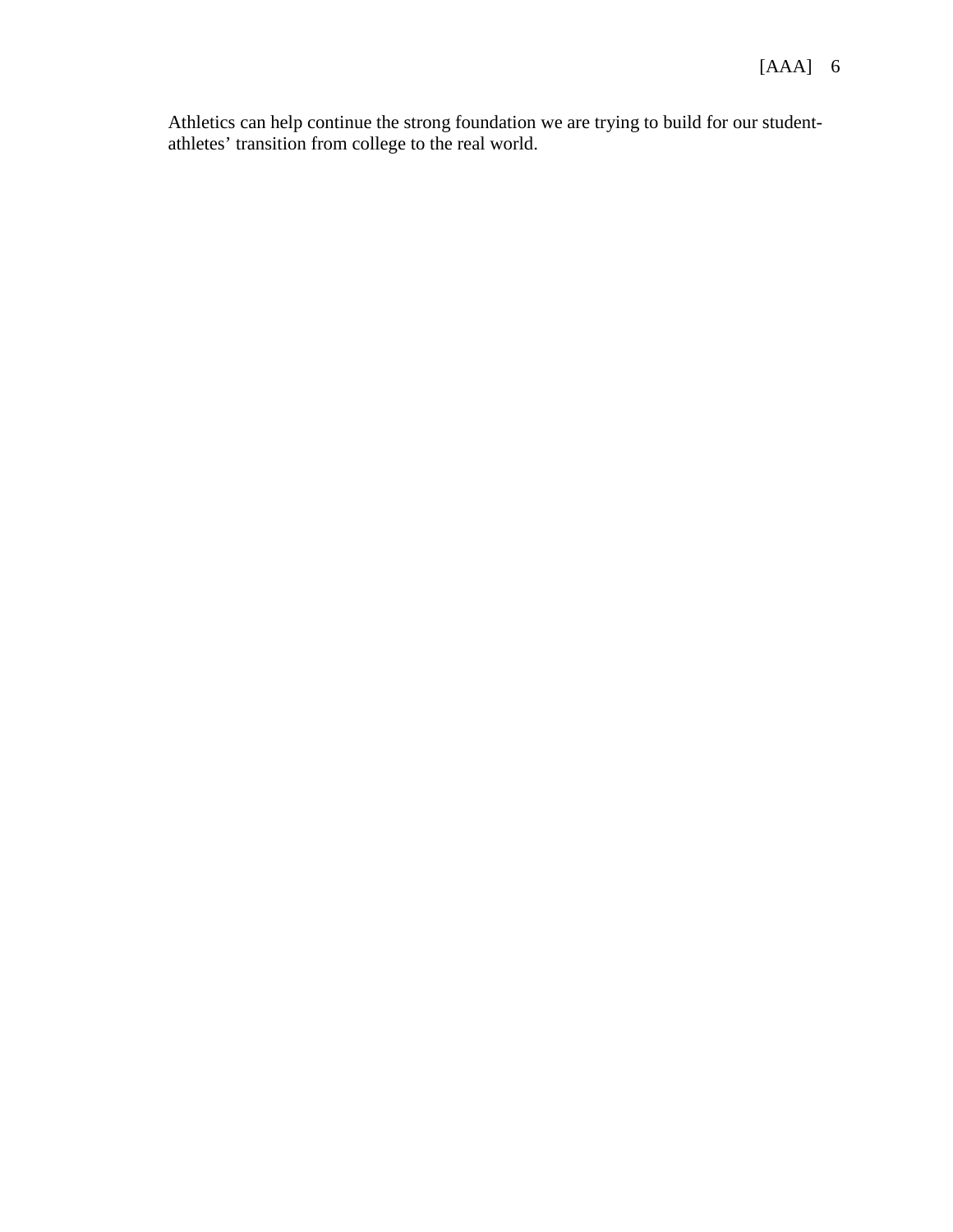Athletics can help continue the strong foundation we are trying to build for our student-athletes' transition from college to the real world.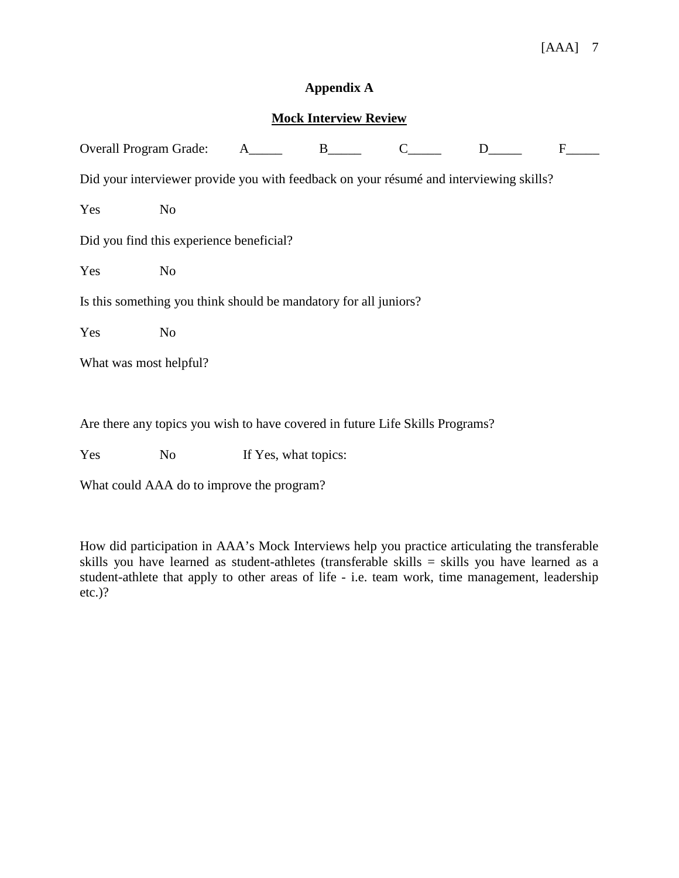## Appendix A

**Mock Interview Review**

Overall Program Grade: A_____ B_____ C_____ D_____ F_____

Did your interviewer provide you with feedback on your résumé and interviewing skills?

Yes No

Did you find this experience beneficial?

Yes No

Is this something you think should be mandatory for all juniors?

Yes No

What was most helpful?

Are there any topics you wish to have covered in future Life Skills Programs?

Yes No If Yes, what topics:

What could AAA do to improve the program?

How did participation in AAA's Mock Interviews help you practice articulating the transferable skills you have learned as student-athletes (transferable skills = skills you have learned as a student-athlete that apply to other areas of life - i.e. team work, time management, leadership etc.)?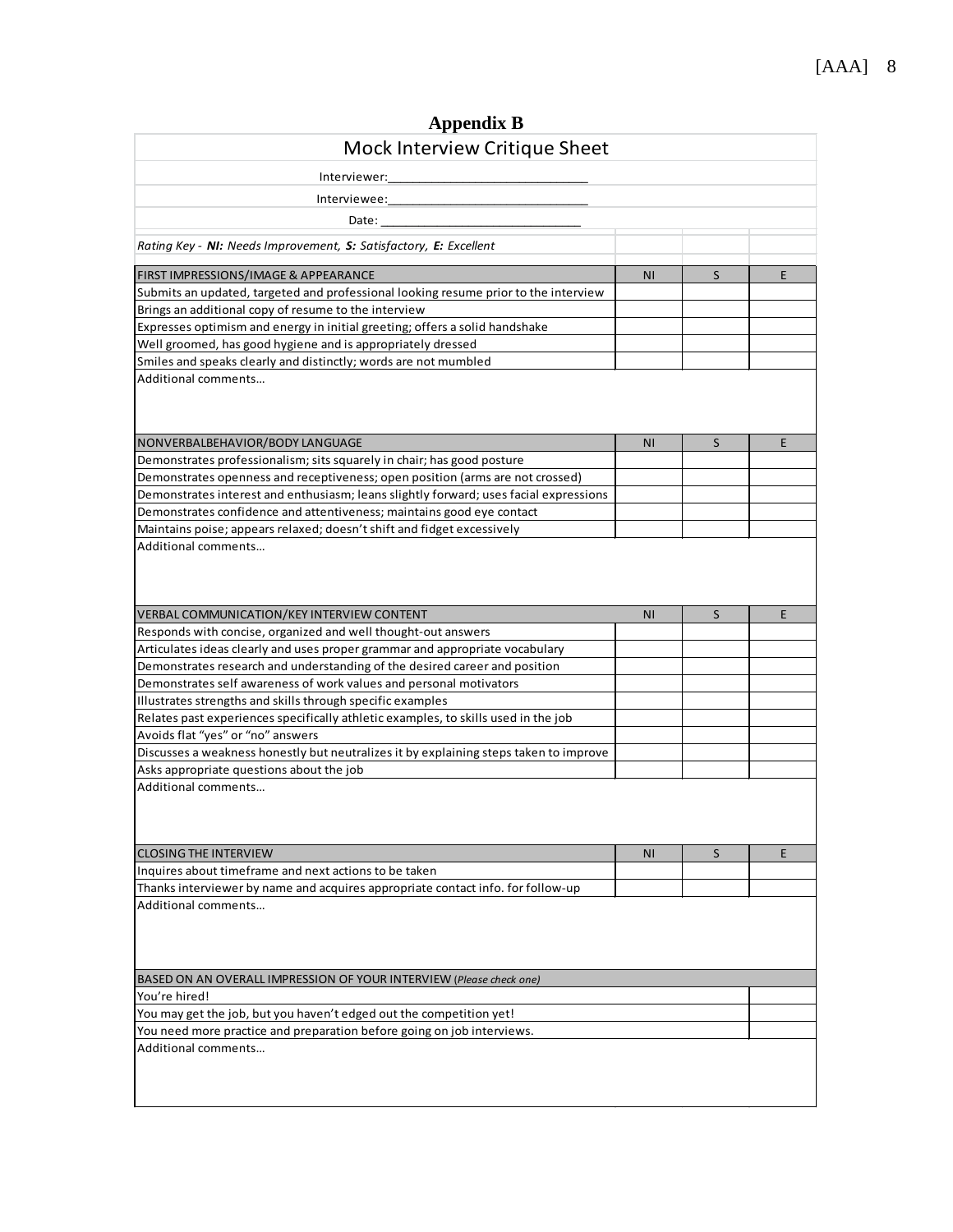# Appendix B

## Mock Interview Critique Sheet

Interviewer:______________________________

Interviewee:______________________________

Date: ______________________________

*Rating Key - **NI:** Needs Improvement, **S:** Satisfactory, **E:** Excellent*

| FIRST IMPRESSIONS/IMAGE & APPEARANCE | NI | S | E |
|---|---|---|---|
| Submits an updated, targeted and professional looking resume prior to the interview | | | |
| Brings an additional copy of resume to the interview | | | |
| Expresses optimism and energy in initial greeting; offers a solid handshake | | | |
| Well groomed, has good hygiene and is appropriately dressed | | | |
| Smiles and speaks clearly and distinctly; words are not mumbled | | | |
| Additional comments… | | | |

| NONVERBALBEHAVIOR/BODY LANGUAGE | NI | S | E |
|---|---|---|---|
| Demonstrates professionalism; sits squarely in chair; has good posture | | | |
| Demonstrates openness and receptiveness; open position (arms are not crossed) | | | |
| Demonstrates interest and enthusiasm; leans slightly forward; uses facial expressions | | | |
| Demonstrates confidence and attentiveness; maintains good eye contact | | | |
| Maintains poise; appears relaxed; doesn't shift and fidget excessively | | | |
| Additional comments… | | | |

| VERBAL COMMUNICATION/KEY INTERVIEW CONTENT | NI | S | E |
|---|---|---|---|
| Responds with concise, organized and well thought-out answers | | | |
| Articulates ideas clearly and uses proper grammar and appropriate vocabulary | | | |
| Demonstrates research and understanding of the desired career and position | | | |
| Demonstrates self awareness of work values and personal motivators | | | |
| Illustrates strengths and skills through specific examples | | | |
| Relates past experiences specifically athletic examples, to skills used in the job | | | |
| Avoids flat "yes" or "no" answers | | | |
| Discusses a weakness honestly but neutralizes it by explaining steps taken to improve | | | |
| Asks appropriate questions about the job | | | |
| Additional comments… | | | |

| CLOSING THE INTERVIEW | NI | S | E |
|---|---|---|---|
| Inquires about timeframe and next actions to be taken | | | |
| Thanks interviewer by name and acquires appropriate contact info. for follow-up | | | |
| Additional comments… | | | |

| BASED ON AN OVERALL IMPRESSION OF YOUR INTERVIEW (*Please check one*) | |
|---|---|
| You're hired! | |
| You may get the job, but you haven't edged out the competition yet! | |
| You need more practice and preparation before going on job interviews. | |
| Additional comments… | |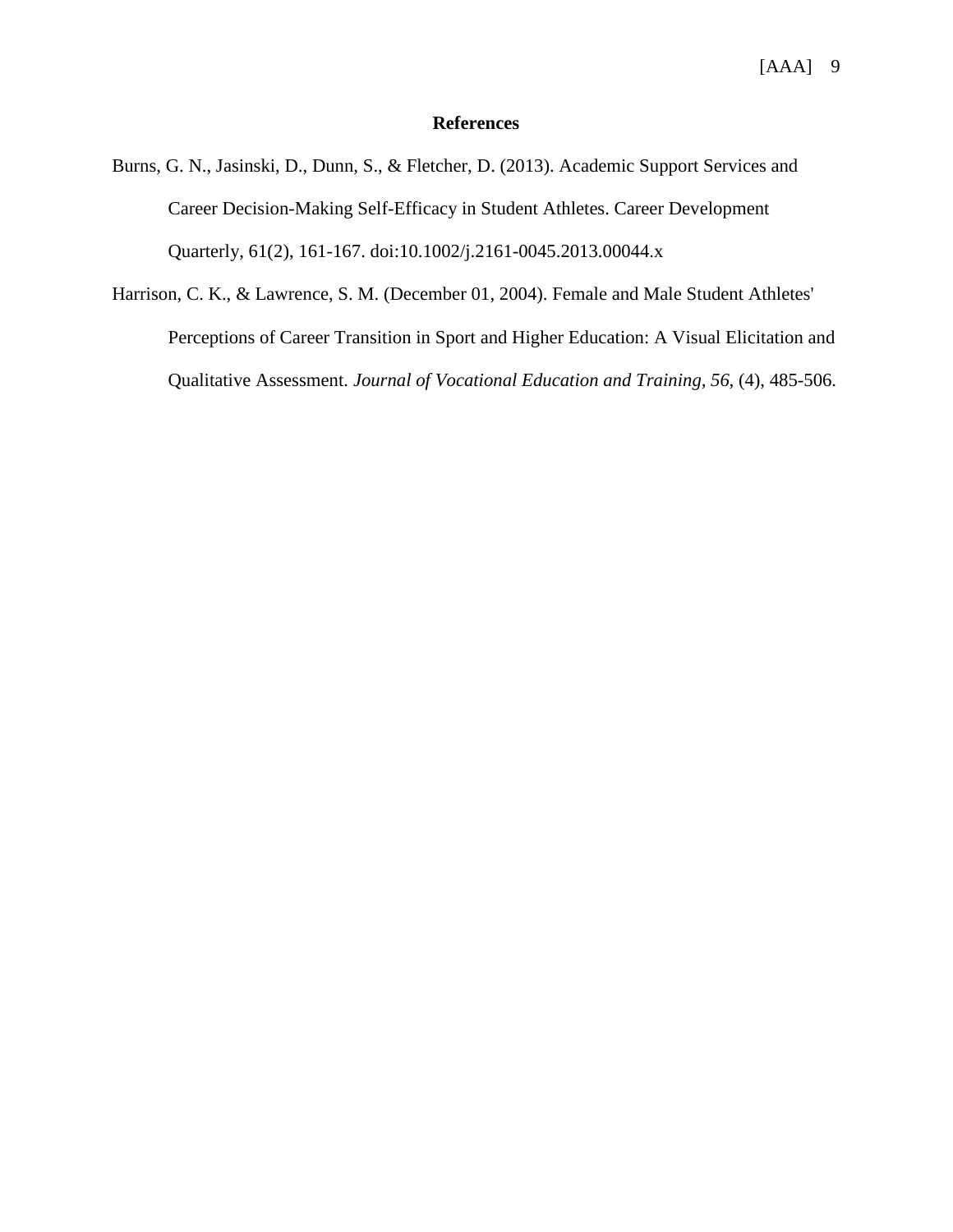**References**

Burns, G. N., Jasinski, D., Dunn, S., & Fletcher, D. (2013). Academic Support Services and Career Decision-Making Self-Efficacy in Student Athletes. Career Development Quarterly, 61(2), 161-167. doi:10.1002/j.2161-0045.2013.00044.x

Harrison, C. K., & Lawrence, S. M. (December 01, 2004). Female and Male Student Athletes' Perceptions of Career Transition in Sport and Higher Education: A Visual Elicitation and Qualitative Assessment. *Journal of Vocational Education and Training*, *56*, (4), 485-506.